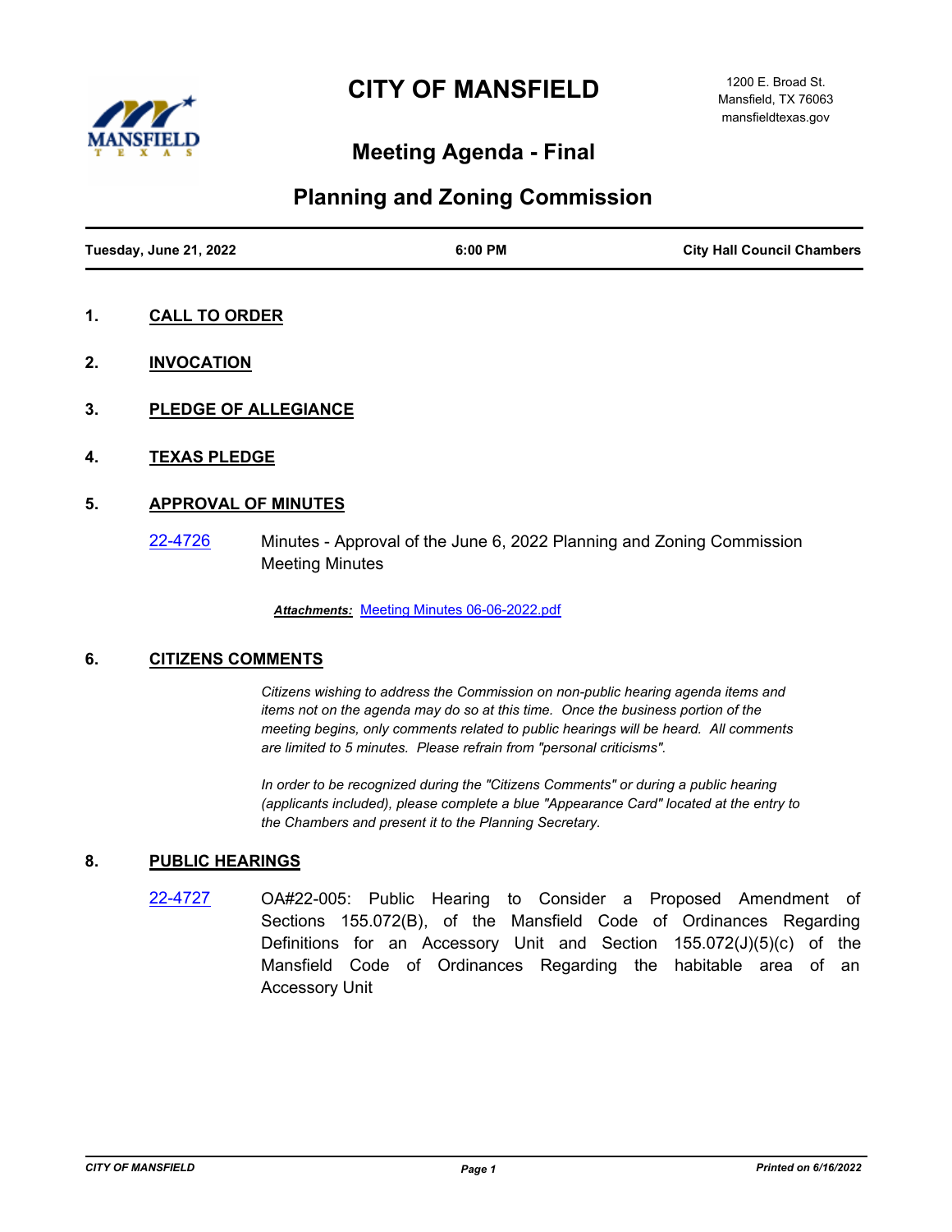# CITY OF MANSFIELD

1200 E. Broad St.
Mansfield, TX 76063
mansfieldtexas.gov

## Meeting Agenda - Final

## Planning and Zoning Commission

| Tuesday, June 21, 2022 | 6:00 PM | City Hall Council Chambers |
|---|---|---|

**1. CALL TO ORDER**

**2. INVOCATION**

**3. PLEDGE OF ALLEGIANCE**

**4. TEXAS PLEDGE**

**5. APPROVAL OF MINUTES**

22-4726 Minutes - Approval of the June 6, 2022 Planning and Zoning Commission Meeting Minutes

***Attachments:*** Meeting Minutes 06-06-2022.pdf

**6. CITIZENS COMMENTS**

*Citizens wishing to address the Commission on non-public hearing agenda items and items not on the agenda may do so at this time. Once the business portion of the meeting begins, only comments related to public hearings will be heard. All comments are limited to 5 minutes. Please refrain from "personal criticisms".*

*In order to be recognized during the "Citizens Comments" or during a public hearing (applicants included), please complete a blue "Appearance Card" located at the entry to the Chambers and present it to the Planning Secretary.*

**8. PUBLIC HEARINGS**

22-4727 OA#22-005: Public Hearing to Consider a Proposed Amendment of Sections 155.072(B), of the Mansfield Code of Ordinances Regarding Definitions for an Accessory Unit and Section 155.072(J)(5)(c) of the Mansfield Code of Ordinances Regarding the habitable area of an Accessory Unit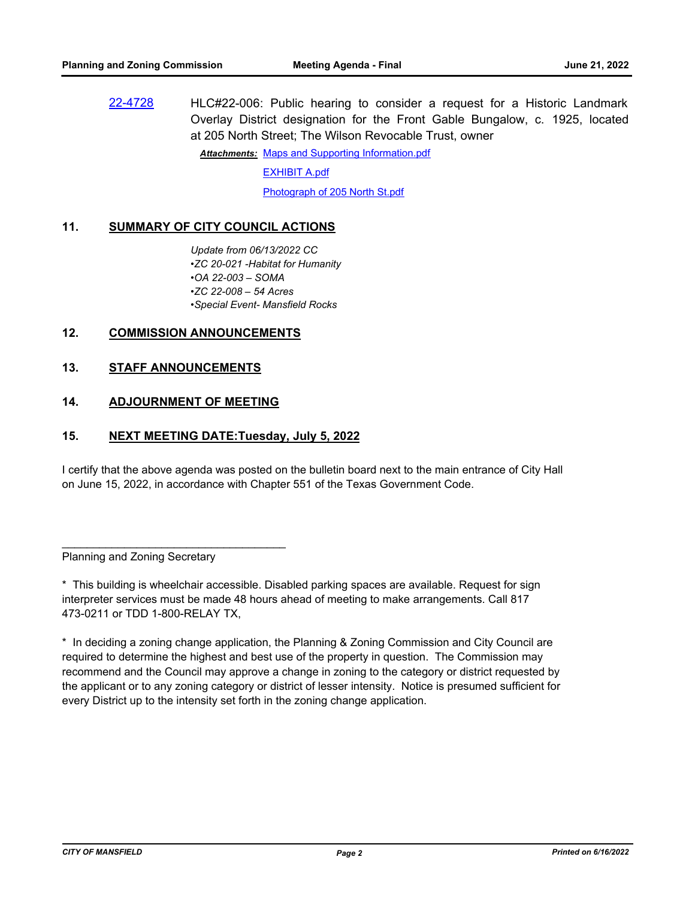22-4728 HLC#22-006: Public hearing to consider a request for a Historic Landmark Overlay District designation for the Front Gable Bungalow, c. 1925, located at 205 North Street; The Wilson Revocable Trust, owner

***Attachments:*** Maps and Supporting Information.pdf

EXHIBIT A.pdf

Photograph of 205 North St.pdf

## 11. SUMMARY OF CITY COUNCIL ACTIONS

*Update from 06/13/2022 CC*
*•ZC 20-021 -Habitat for Humanity*
*•OA 22-003 – SOMA*
*•ZC 22-008 – 54 Acres*
*•Special Event- Mansfield Rocks*

## 12. COMMISSION ANNOUNCEMENTS

## 13. STAFF ANNOUNCEMENTS

## 14. ADJOURNMENT OF MEETING

## 15. NEXT MEETING DATE:Tuesday, July 5, 2022

I certify that the above agenda was posted on the bulletin board next to the main entrance of City Hall on June 15, 2022, in accordance with Chapter 551 of the Texas Government Code.

_____________________________________
Planning and Zoning Secretary

* This building is wheelchair accessible. Disabled parking spaces are available. Request for sign interpreter services must be made 48 hours ahead of meeting to make arrangements. Call 817 473-0211 or TDD 1-800-RELAY TX,

* In deciding a zoning change application, the Planning & Zoning Commission and City Council are required to determine the highest and best use of the property in question. The Commission may recommend and the Council may approve a change in zoning to the category or district requested by the applicant or to any zoning category or district of lesser intensity. Notice is presumed sufficient for every District up to the intensity set forth in the zoning change application.